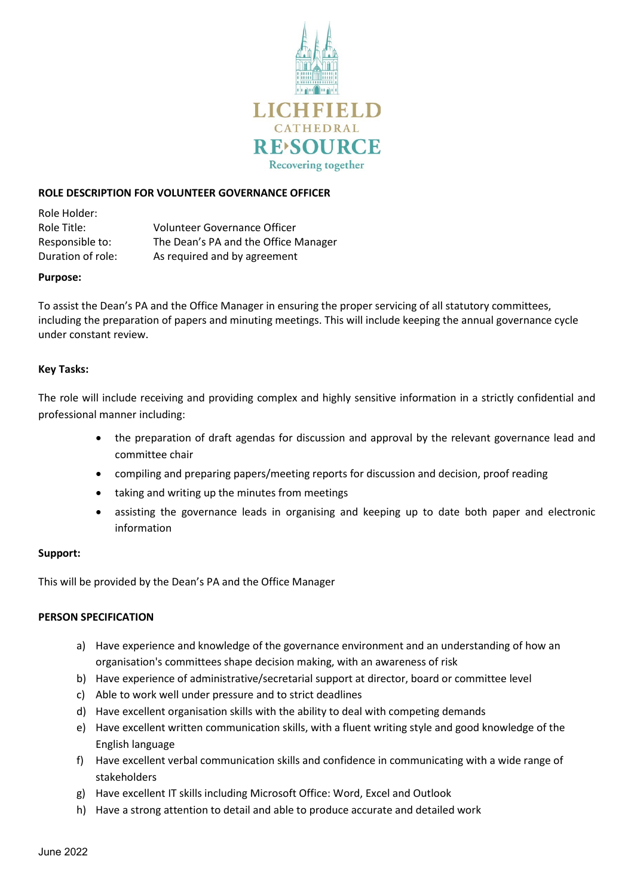LICHFIELD CATHEDRAL RE›SOURCE
Recovering together

# ROLE DESCRIPTION FOR VOLUNTEER GOVERNANCE OFFICER

| | |
|---|---|
| Role Holder: | |
| Role Title: | Volunteer Governance Officer |
| Responsible to: | The Dean's PA and the Office Manager |
| Duration of role: | As required and by agreement |

**Purpose:**

To assist the Dean's PA and the Office Manager in ensuring the proper servicing of all statutory committees, including the preparation of papers and minuting meetings. This will include keeping the annual governance cycle under constant review.

**Key Tasks:**

The role will include receiving and providing complex and highly sensitive information in a strictly confidential and professional manner including:

- the preparation of draft agendas for discussion and approval by the relevant governance lead and committee chair
- compiling and preparing papers/meeting reports for discussion and decision, proof reading
- taking and writing up the minutes from meetings
- assisting the governance leads in organising and keeping up to date both paper and electronic information

**Support:**

This will be provided by the Dean's PA and the Office Manager

## PERSON SPECIFICATION

a) Have experience and knowledge of the governance environment and an understanding of how an organisation's committees shape decision making, with an awareness of risk
b) Have experience of administrative/secretarial support at director, board or committee level
c) Able to work well under pressure and to strict deadlines
d) Have excellent organisation skills with the ability to deal with competing demands
e) Have excellent written communication skills, with a fluent writing style and good knowledge of the English language
f) Have excellent verbal communication skills and confidence in communicating with a wide range of stakeholders
g) Have excellent IT skills including Microsoft Office: Word, Excel and Outlook
h) Have a strong attention to detail and able to produce accurate and detailed work

June 2022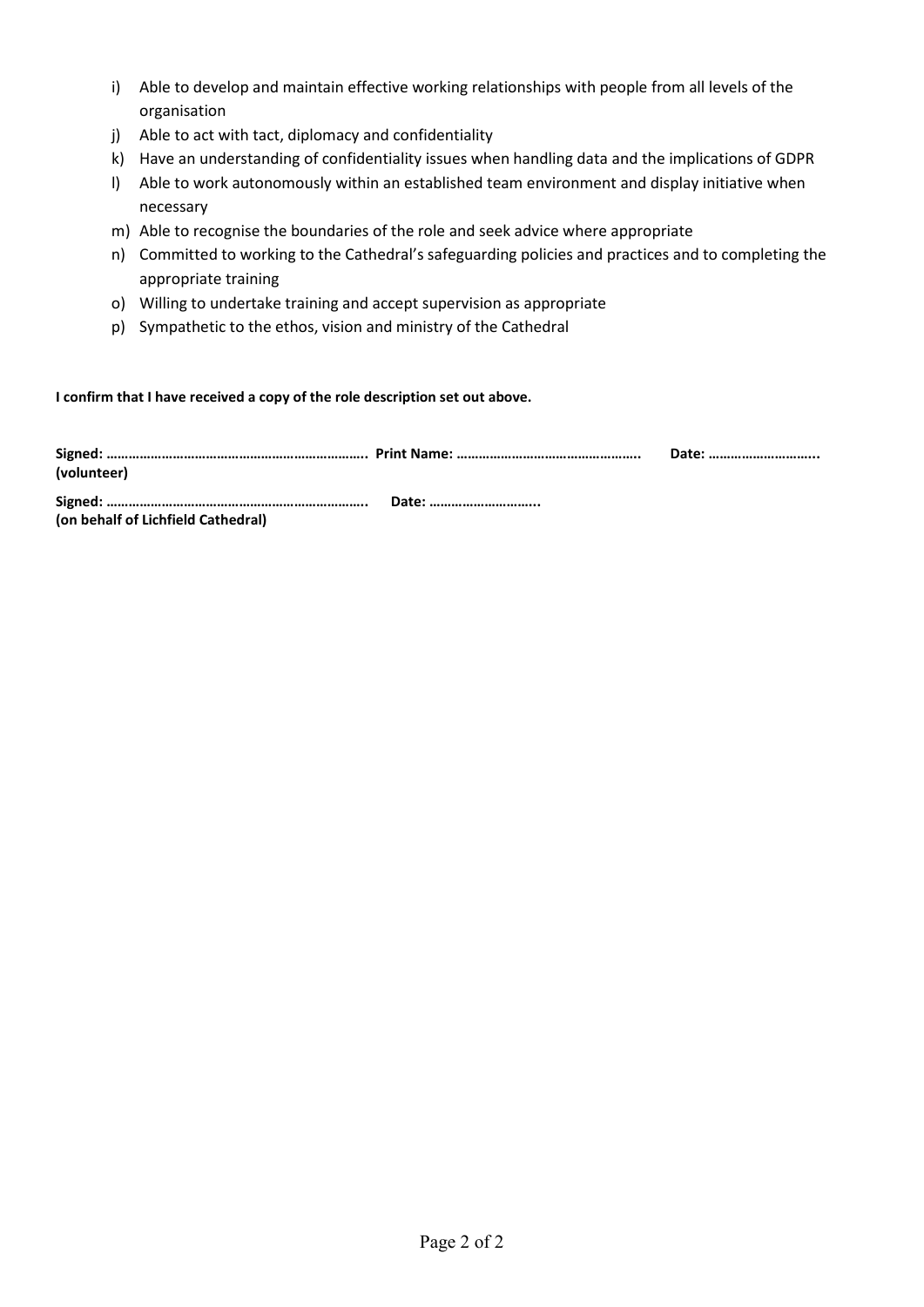i) Able to develop and maintain effective working relationships with people from all levels of the organisation
j) Able to act with tact, diplomacy and confidentiality
k) Have an understanding of confidentiality issues when handling data and the implications of GDPR
l) Able to work autonomously within an established team environment and display initiative when necessary
m) Able to recognise the boundaries of the role and seek advice where appropriate
n) Committed to working to the Cathedral's safeguarding policies and practices and to completing the appropriate training
o) Willing to undertake training and accept supervision as appropriate
p) Sympathetic to the ethos, vision and ministry of the Cathedral

**I confirm that I have received a copy of the role description set out above.**

**Signed: ………………………………………………………….. Print Name: ………………………………………….. Date: ………………………..**
**(volunteer)**

**Signed: ………………………………………………………….. Date: ………………………..**
**(on behalf of Lichfield Cathedral)**